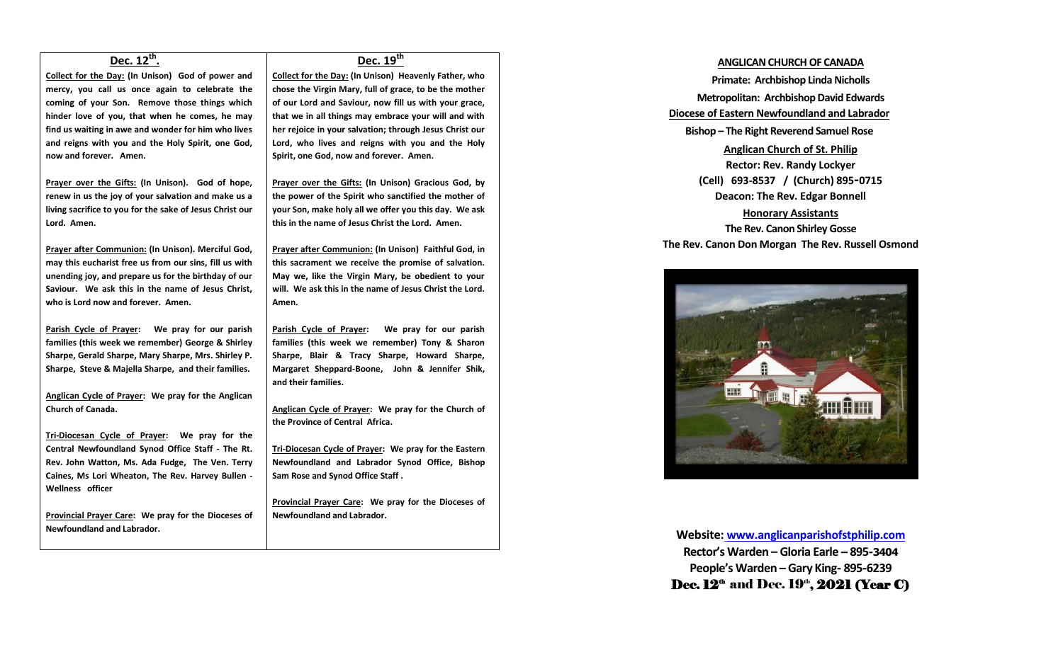## Dec. 12th.

**Collect for the Day: (In Unison) God of power and mercy, you call us once again to celebrate the coming of your Son. Remove those things which hinder love of you, that when he comes, he may find us waiting in awe and wonder for him who lives and reigns with you and the Holy Spirit, one God, now and forever. Amen.**

**Prayer over the Gifts: (In Unison). God of hope, renew in us the joy of your salvation and make us a living sacrifice to you for the sake of Jesus Christ our Lord. Amen.**

**Prayer after Communion: (In Unison). Merciful God, may this eucharist free us from our sins, fill us with unending joy, and prepare us for the birthday of our Saviour. We ask this in the name of Jesus Christ, who is Lord now and forever. Amen.**

**Parish Cycle of Prayer: We pray for our parish families (this week we remember) George & Shirley Sharpe, Gerald Sharpe, Mary Sharpe, Mrs. Shirley P. Sharpe, Steve & Majella Sharpe, and their families.**

**Anglican Cycle of Prayer: We pray for the Anglican Church of Canada.**

**Tri-Diocesan Cycle of Prayer: We pray for the Central Newfoundland Synod Office Staff - The Rt. Rev. John Watton, Ms. Ada Fudge, The Ven. Terry Caines, Ms Lori Wheaton, The Rev. Harvey Bullen - Wellness officer**

**Provincial Prayer Care: We pray for the Dioceses of Newfoundland and Labrador.**

## Dec. 19th

**Collect for the Day: (In Unison) Heavenly Father, who chose the Virgin Mary, full of grace, to be the mother of our Lord and Saviour, now fill us with your grace, that we in all things may embrace your will and with her rejoice in your salvation; through Jesus Christ our Lord, who lives and reigns with you and the Holy Spirit, one God, now and forever. Amen.**

**Prayer over the Gifts: (In Unison) Gracious God, by the power of the Spirit who sanctified the mother of your Son, make holy all we offer you this day. We ask this in the name of Jesus Christ the Lord. Amen.**

**Prayer after Communion: (In Unison) Faithful God, in this sacrament we receive the promise of salvation. May we, like the Virgin Mary, be obedient to your will. We ask this in the name of Jesus Christ the Lord. Amen.**

**Parish Cycle of Prayer: We pray for our parish families (this week we remember) Tony & Sharon Sharpe, Blair & Tracy Sharpe, Howard Sharpe, Margaret Sheppard-Boone, John & Jennifer Shik, and their families.**

**Anglican Cycle of Prayer: We pray for the Church of the Province of Central Africa.**

**Tri-Diocesan Cycle of Prayer: We pray for the Eastern Newfoundland and Labrador Synod Office, Bishop Sam Rose and Synod Office Staff .**

**Provincial Prayer Care: We pray for the Dioceses of Newfoundland and Labrador.**

## ANGLICAN CHURCH OF CANADA

**Primate: Archbishop Linda Nicholls**

**Metropolitan: Archbishop David Edwards**

**Diocese of Eastern Newfoundland and Labrador**

**Bishop – The Right Reverend Samuel Rose**

**Anglican Church of St. Philip**

**Rector: Rev. Randy Lockyer**

**(Cell) 693-8537 / (Church) 895-0715**

**Deacon: The Rev. Edgar Bonnell**

**Honorary Assistants**

**The Rev. Canon Shirley Gosse**

**The Rev. Canon Don Morgan The Rev. Russell Osmond**

**Website: www.anglicanparishofstphilip.com**

**Rector's Warden – Gloria Earle – 895-3404**

**People's Warden – Gary King- 895-6239**

**Dec. 12th and Dec. 19th, 2021 (Year C)**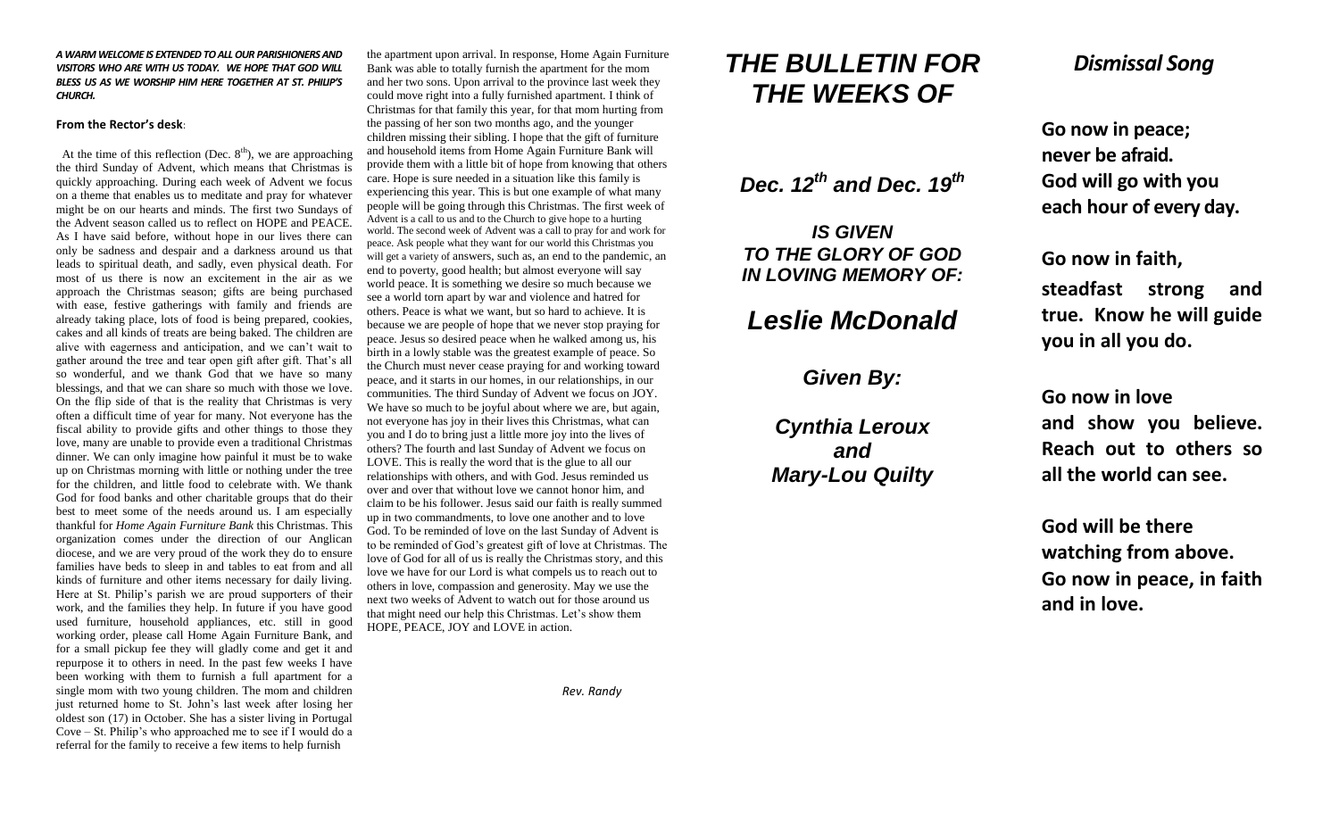***A WARM WELCOME IS EXTENDED TO ALL OUR PARISHIONERS AND VISITORS WHO ARE WITH US TODAY. WE HOPE THAT GOD WILL BLESS US AS WE WORSHIP HIM HERE TOGETHER AT ST. PHILIP'S CHURCH.***

**From the Rector's desk**:

At the time of this reflection (Dec. 8th), we are approaching the third Sunday of Advent, which means that Christmas is quickly approaching. During each week of Advent we focus on a theme that enables us to meditate and pray for whatever might be on our hearts and minds. The first two Sundays of the Advent season called us to reflect on HOPE and PEACE. As I have said before, without hope in our lives there can only be sadness and despair and a darkness around us that leads to spiritual death, and sadly, even physical death. For most of us there is now an excitement in the air as we approach the Christmas season; gifts are being purchased with ease, festive gatherings with family and friends are already taking place, lots of food is being prepared, cookies, cakes and all kinds of treats are being baked. The children are alive with eagerness and anticipation, and we can't wait to gather around the tree and tear open gift after gift. That's all so wonderful, and we thank God that we have so many blessings, and that we can share so much with those we love. On the flip side of that is the reality that Christmas is very often a difficult time of year for many. Not everyone has the fiscal ability to provide gifts and other things to those they love, many are unable to provide even a traditional Christmas dinner. We can only imagine how painful it must be to wake up on Christmas morning with little or nothing under the tree for the children, and little food to celebrate with. We thank God for food banks and other charitable groups that do their best to meet some of the needs around us. I am especially thankful for *Home Again Furniture Bank* this Christmas. This organization comes under the direction of our Anglican diocese, and we are very proud of the work they do to ensure families have beds to sleep in and tables to eat from and all kinds of furniture and other items necessary for daily living. Here at St. Philip's parish we are proud supporters of their work, and the families they help. In future if you have good used furniture, household appliances, etc. still in good working order, please call Home Again Furniture Bank, and for a small pickup fee they will gladly come and get it and repurpose it to others in need. In the past few weeks I have been working with them to furnish a full apartment for a single mom with two young children. The mom and children just returned home to St. John's last week after losing her oldest son (17) in October. She has a sister living in Portugal Cove – St. Philip's who approached me to see if I would do a referral for the family to receive a few items to help furnish the apartment upon arrival. In response, Home Again Furniture Bank was able to totally furnish the apartment for the mom and her two sons. Upon arrival to the province last week they could move right into a fully furnished apartment. I think of Christmas for that family this year, for that mom hurting from the passing of her son two months ago, and the younger children missing their sibling. I hope that the gift of furniture and household items from Home Again Furniture Bank will provide them with a little bit of hope from knowing that others care. Hope is sure needed in a situation like this family is experiencing this year. This is but one example of what many people will be going through this Christmas. The first week of Advent is a call to us and to the Church to give hope to a hurting world. The second week of Advent was a call to pray for and work for peace. Ask people what they want for our world this Christmas you will get a variety of answers, such as, an end to the pandemic, an end to poverty, good health; but almost everyone will say world peace. It is something we desire so much because we see a world torn apart by war and violence and hatred for others. Peace is what we want, but so hard to achieve. It is because we are people of hope that we never stop praying for peace. Jesus so desired peace when he walked among us, his birth in a lowly stable was the greatest example of peace. So the Church must never cease praying for and working toward peace, and it starts in our homes, in our relationships, in our communities. The third Sunday of Advent we focus on JOY. We have so much to be joyful about where we are, but again, not everyone has joy in their lives this Christmas, what can you and I do to bring just a little more joy into the lives of others? The fourth and last Sunday of Advent we focus on LOVE. This is really the word that is the glue to all our relationships with others, and with God. Jesus reminded us over and over that without love we cannot honor him, and claim to be his follower. Jesus said our faith is really summed up in two commandments, to love one another and to love God. To be reminded of love on the last Sunday of Advent is to be reminded of God's greatest gift of love at Christmas. The love of God for all of us is really the Christmas story, and this love we have for our Lord is what compels us to reach out to others in love, compassion and generosity. May we use the next two weeks of Advent to watch out for those around us that might need our help this Christmas. Let's show them HOPE, PEACE, JOY and LOVE in action.

*Rev. Randy*

# *THE BULLETIN FOR THE WEEKS OF*

***Dec. 12th and Dec. 19th***

***IS GIVEN TO THE GLORY OF GOD IN LOVING MEMORY OF:***

## *Leslie McDonald*

***Given By:***

***Cynthia Leroux and Mary-Lou Quilty***

## *Dismissal Song*

**Go now in peace;**
**never be afraid.**
**God will go with you**
**each hour of every day.**

**Go now in faith,**
**steadfast strong and true. Know he will guide you in all you do.**

**Go now in love**
**and show you believe. Reach out to others so all the world can see.**

**God will be there**
**watching from above.**
**Go now in peace, in faith and in love.**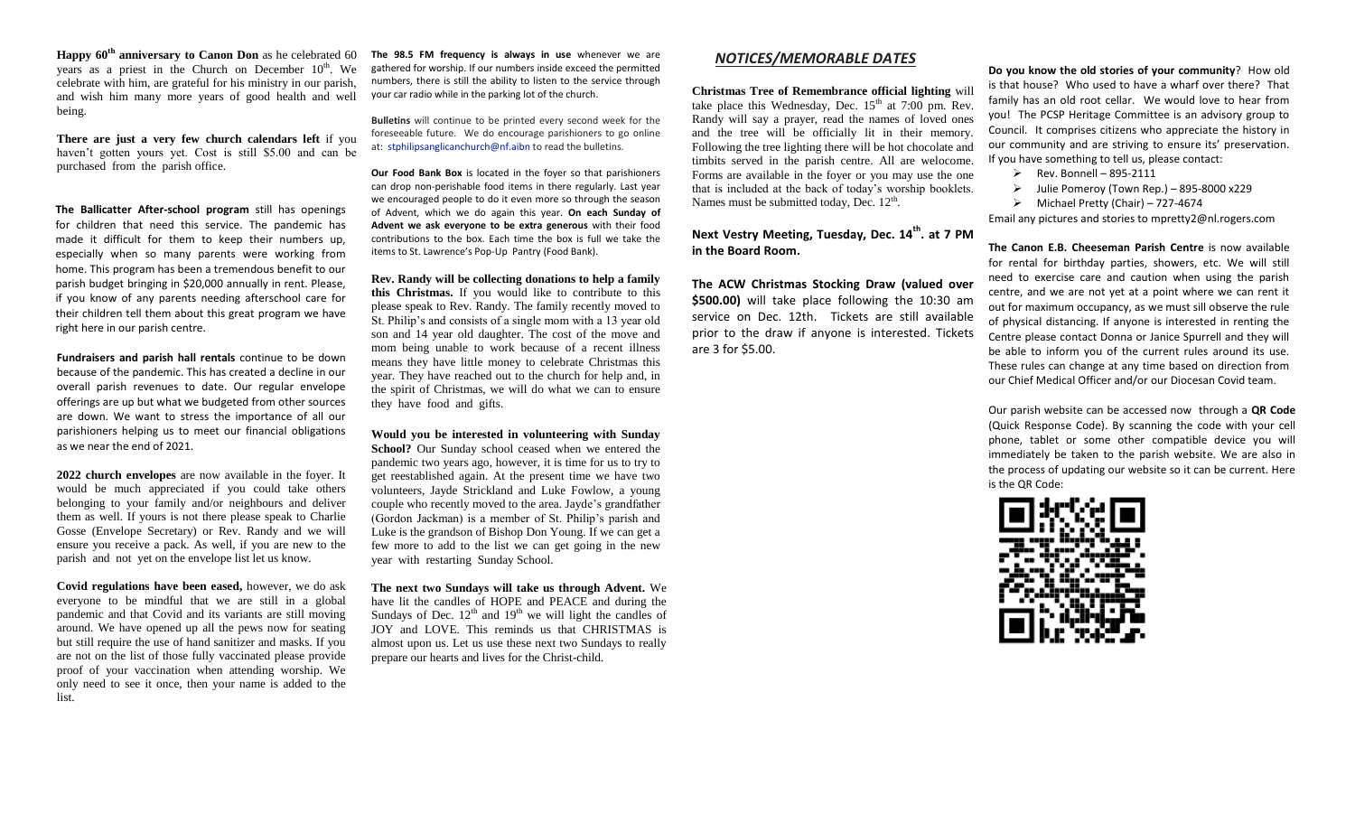**Happy 60th anniversary to Canon Don** as he celebrated 60 years as a priest in the Church on December 10th. We celebrate with him, are grateful for his ministry in our parish, and wish him many more years of good health and well being.

**There are just a very few church calendars left** if you haven't gotten yours yet. Cost is still $5.00 and can be purchased from the parish office.

**The Ballicatter After-school program** still has openings for children that need this service. The pandemic has made it difficult for them to keep their numbers up, especially when so many parents were working from home. This program has been a tremendous benefit to our parish budget bringing in $20,000 annually in rent. Please, if you know of any parents needing afterschool care for their children tell them about this great program we have right here in our parish centre.

**Fundraisers and parish hall rentals** continue to be down because of the pandemic. This has created a decline in our overall parish revenues to date. Our regular envelope offerings are up but what we budgeted from other sources are down. We want to stress the importance of all our parishioners helping us to meet our financial obligations as we near the end of 2021.

**2022 church envelopes** are now available in the foyer. It would be much appreciated if you could take others belonging to your family and/or neighbours and deliver them as well. If yours is not there please speak to Charlie Gosse (Envelope Secretary) or Rev. Randy and we will ensure you receive a pack. As well, if you are new to the parish and not yet on the envelope list let us know.

**Covid regulations have been eased,** however, we do ask everyone to be mindful that we are still in a global pandemic and that Covid and its variants are still moving around. We have opened up all the pews now for seating but still require the use of hand sanitizer and masks. If you are not on the list of those fully vaccinated please provide proof of your vaccination when attending worship. We only need to see it once, then your name is added to the list.

**The 98.5 FM frequency is always in use** whenever we are gathered for worship. If our numbers inside exceed the permitted numbers, there is still the ability to listen to the service through your car radio while in the parking lot of the church.

**Bulletins** will continue to be printed every second week for the foreseeable future. We do encourage parishioners to go online at: stphilipsanglicanchurch@nf.aibn to read the bulletins.

**Our Food Bank Box** is located in the foyer so that parishioners can drop non-perishable food items in there regularly. Last year we encouraged people to do it even more so through the season of Advent, which we do again this year. **On each Sunday of Advent we ask everyone to be extra generous** with their food contributions to the box. Each time the box is full we take the items to St. Lawrence's Pop-Up Pantry (Food Bank).

**Rev. Randy will be collecting donations to help a family this Christmas.** If you would like to contribute to this please speak to Rev. Randy. The family recently moved to St. Philip's and consists of a single mom with a 13 year old son and 14 year old daughter. The cost of the move and mom being unable to work because of a recent illness means they have little money to celebrate Christmas this year. They have reached out to the church for help and, in the spirit of Christmas, we will do what we can to ensure they have food and gifts.

**Would you be interested in volunteering with Sunday School?** Our Sunday school ceased when we entered the pandemic two years ago, however, it is time for us to try to get reestablished again. At the present time we have two volunteers, Jayde Strickland and Luke Fowlow, a young couple who recently moved to the area. Jayde's grandfather (Gordon Jackman) is a member of St. Philip's parish and Luke is the grandson of Bishop Don Young. If we can get a few more to add to the list we can get going in the new year with restarting Sunday School.

**The next two Sundays will take us through Advent.** We have lit the candles of HOPE and PEACE and during the Sundays of Dec. 12th and 19th we will light the candles of JOY and LOVE. This reminds us that CHRISTMAS is almost upon us. Let us use these next two Sundays to really prepare our hearts and lives for the Christ-child.

## *NOTICES/MEMORABLE DATES*

**Christmas Tree of Remembrance official lighting** will take place this Wednesday, Dec. 15th at 7:00 pm. Rev. Randy will say a prayer, read the names of loved ones and the tree will be officially lit in their memory. Following the tree lighting there will be hot chocolate and timbits served in the parish centre. All are welocome. Forms are available in the foyer or you may use the one that is included at the back of today's worship booklets. Names must be submitted today, Dec. 12th.

**Next Vestry Meeting, Tuesday, Dec. 14th. at 7 PM in the Board Room.**

**The ACW Christmas Stocking Draw (valued over $500.00)** will take place following the 10:30 am service on Dec. 12th. Tickets are still available prior to the draw if anyone is interested. Tickets are 3 for $5.00.

**Do you know the old stories of your community**? How old is that house? Who used to have a wharf over there? That family has an old root cellar. We would love to hear from you! The PCSP Heritage Committee is an advisory group to Council. It comprises citizens who appreciate the history in our community and are striving to ensure its' preservation. If you have something to tell us, please contact:

- Rev. Bonnell – 895-2111
- Julie Pomeroy (Town Rep.) – 895-8000 x229
- Michael Pretty (Chair) – 727-4674

Email any pictures and stories to mpretty2@nl.rogers.com

**The Canon E.B. Cheeseman Parish Centre** is now available for rental for birthday parties, showers, etc. We will still need to exercise care and caution when using the parish centre, and we are not yet at a point where we can rent it out for maximum occupancy, as we must sill observe the rule of physical distancing. If anyone is interested in renting the Centre please contact Donna or Janice Spurrell and they will be able to inform you of the current rules around its use. These rules can change at any time based on direction from our Chief Medical Officer and/or our Diocesan Covid team.

Our parish website can be accessed now through a **QR Code** (Quick Response Code). By scanning the code with your cell phone, tablet or some other compatible device you will immediately be taken to the parish website. We are also in the process of updating our website so it can be current. Here is the QR Code: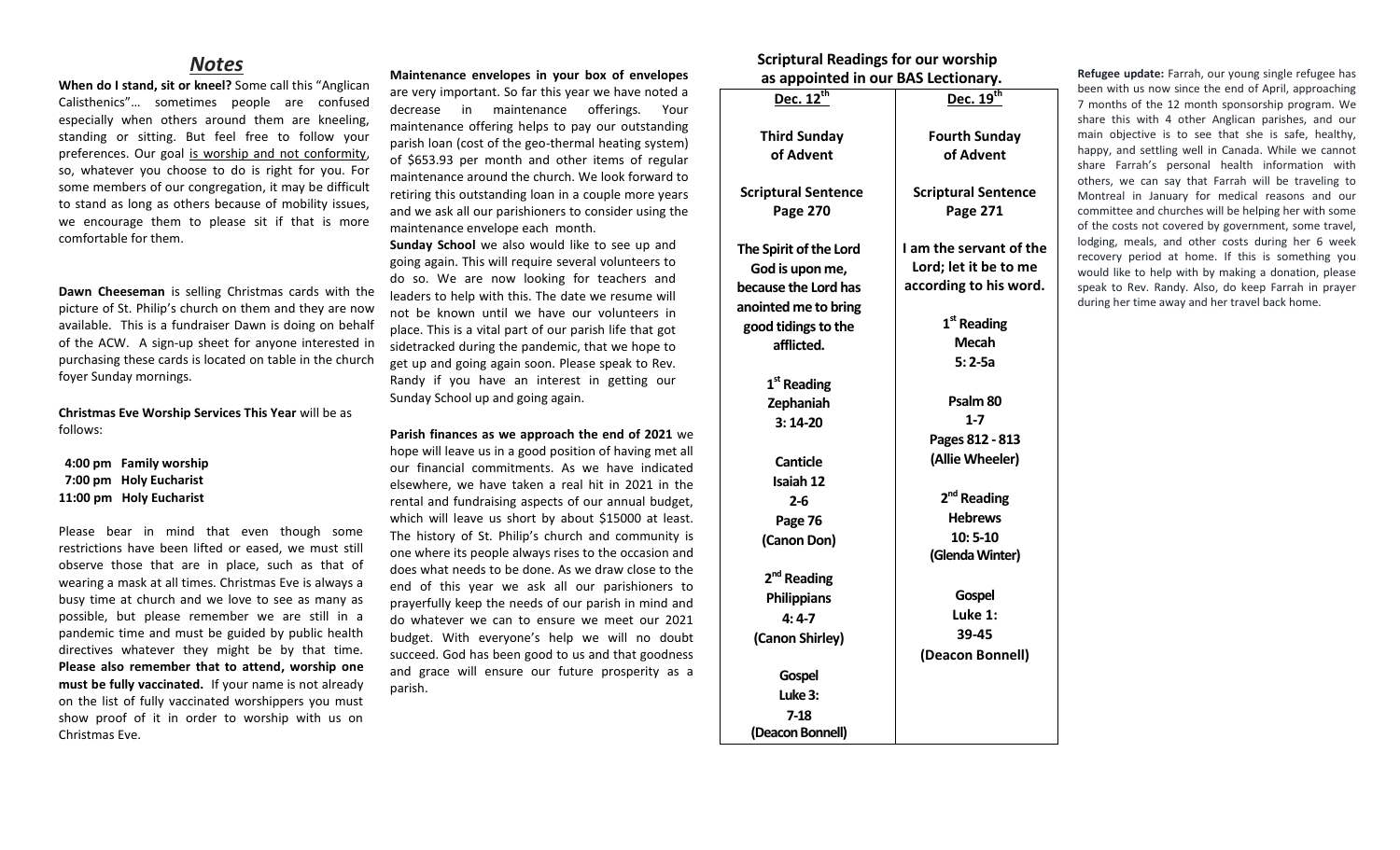# *Notes*

**When do I stand, sit or kneel?** Some call this "Anglican Calisthenics"… sometimes people are confused especially when others around them are kneeling, standing or sitting. But feel free to follow your preferences. Our goal is worship and not conformity, so, whatever you choose to do is right for you. For some members of our congregation, it may be difficult to stand as long as others because of mobility issues, we encourage them to please sit if that is more comfortable for them.

**Dawn Cheeseman** is selling Christmas cards with the picture of St. Philip's church on them and they are now available. This is a fundraiser Dawn is doing on behalf of the ACW. A sign-up sheet for anyone interested in purchasing these cards is located on table in the church foyer Sunday mornings.

**Christmas Eve Worship Services This Year** will be as follows:

**4:00 pm Family worship**
**7:00 pm Holy Eucharist**
**11:00 pm Holy Eucharist**

Please bear in mind that even though some restrictions have been lifted or eased, we must still observe those that are in place, such as that of wearing a mask at all times. Christmas Eve is always a busy time at church and we love to see as many as possible, but please remember we are still in a pandemic time and must be guided by public health directives whatever they might be by that time. **Please also remember that to attend, worship one must be fully vaccinated.** If your name is not already on the list of fully vaccinated worshippers you must show proof of it in order to worship with us on Christmas Eve.

**Maintenance envelopes in your box of envelopes** are very important. So far this year we have noted a decrease in maintenance offerings. Your maintenance offering helps to pay our outstanding parish loan (cost of the geo-thermal heating system) of $653.93 per month and other items of regular maintenance around the church. We look forward to retiring this outstanding loan in a couple more years and we ask all our parishioners to consider using the maintenance envelope each month.

**Sunday School** we also would like to see up and going again. This will require several volunteers to do so. We are now looking for teachers and leaders to help with this. The date we resume will not be known until we have our volunteers in place. This is a vital part of our parish life that got sidetracked during the pandemic, that we hope to get up and going again soon. Please speak to Rev. Randy if you have an interest in getting our Sunday School up and going again.

**Parish finances as we approach the end of 2021** we hope will leave us in a good position of having met all our financial commitments. As we have indicated elsewhere, we have taken a real hit in 2021 in the rental and fundraising aspects of our annual budget, which will leave us short by about $15000 at least. The history of St. Philip's church and community is one where its people always rises to the occasion and does what needs to be done. As we draw close to the end of this year we ask all our parishioners to prayerfully keep the needs of our parish in mind and do whatever we can to ensure we meet our 2021 budget. With everyone's help we will no doubt succeed. God has been good to us and that goodness and grace will ensure our future prosperity as a parish.

## Scriptural Readings for our worship as appointed in our BAS Lectionary.

| Dec. 12th | Dec. 19th |
|---|---|
| **Third Sunday of Advent** | **Fourth Sunday of Advent** |
| **Scriptural Sentence Page 270** | **Scriptural Sentence Page 271** |
| **The Spirit of the Lord God is upon me, because the Lord has anointed me to bring good tidings to the afflicted.** | **I am the servant of the Lord; let it be to me according to his word.** |
| **1st Reading Zephaniah 3: 14-20** | **1st Reading Mecah 5: 2-5a** |
| **Canticle Isaiah 12 2-6 Page 76 (Canon Don)** | **Psalm 80 1-7 Pages 812 - 813 (Allie Wheeler)** |
| **2nd Reading Philippians 4: 4-7 (Canon Shirley)** | **2nd Reading Hebrews 10: 5-10 (Glenda Winter)** |
| **Gospel Luke 3: 7-18 (Deacon Bonnell)** | **Gospel Luke 1: 39-45 (Deacon Bonnell)** |

**Refugee update:** Farrah, our young single refugee has been with us now since the end of April, approaching 7 months of the 12 month sponsorship program. We share this with 4 other Anglican parishes, and our main objective is to see that she is safe, healthy, happy, and settling well in Canada. While we cannot share Farrah's personal health information with others, we can say that Farrah will be traveling to Montreal in January for medical reasons and our committee and churches will be helping her with some of the costs not covered by government, some travel, lodging, meals, and other costs during her 6 week recovery period at home. If this is something you would like to help with by making a donation, please speak to Rev. Randy. Also, do keep Farrah in prayer during her time away and her travel back home.